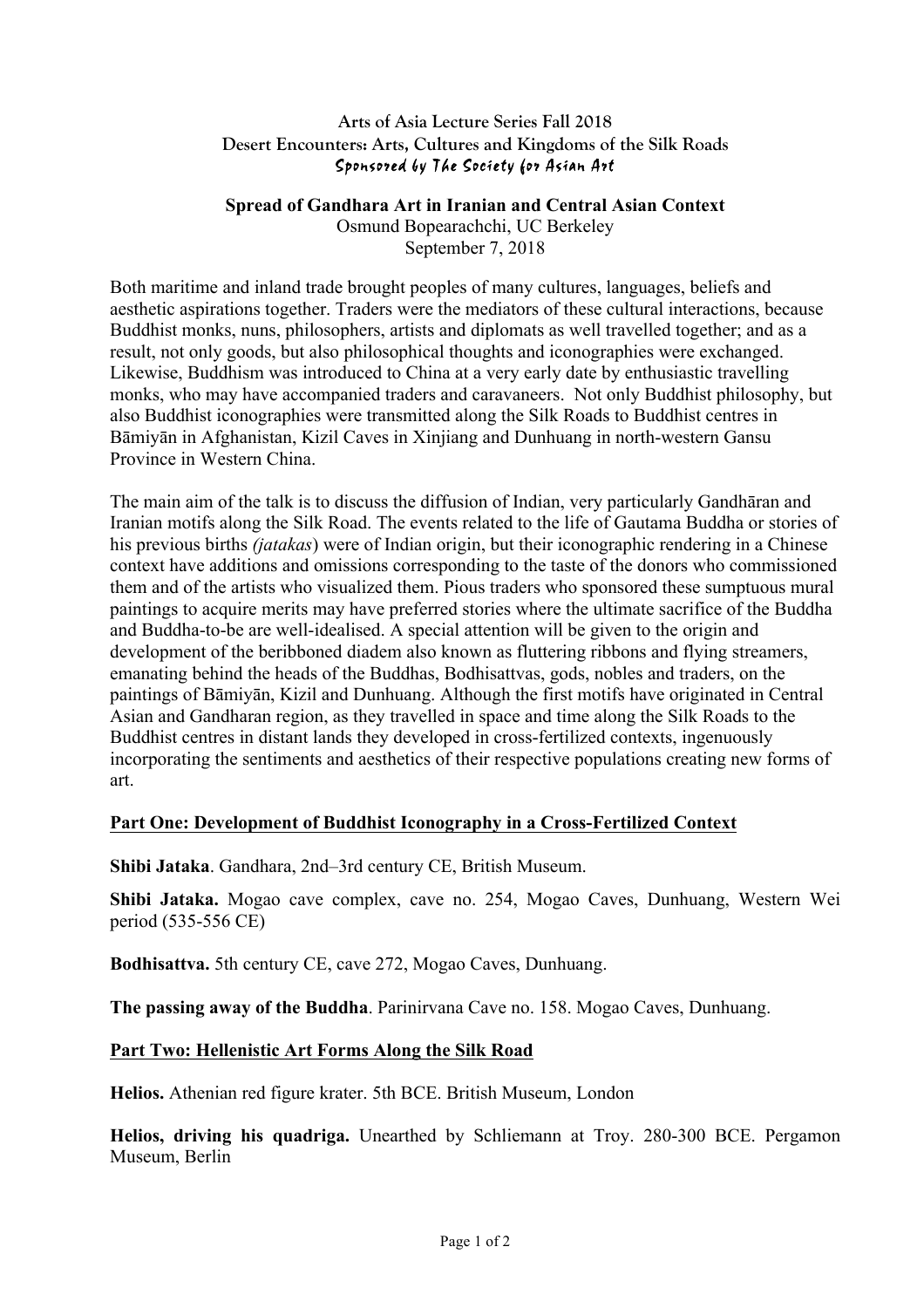**Arts of Asia Lecture Series Fall 2018**
**Desert Encounters: Arts, Cultures and Kingdoms of the Silk Roads**
*Sponsored by The Society for Asian Art*

# Spread of Gandhara Art in Iranian and Central Asian Context

Osmund Bopearachchi, UC Berkeley
September 7, 2018

Both maritime and inland trade brought peoples of many cultures, languages, beliefs and aesthetic aspirations together. Traders were the mediators of these cultural interactions, because Buddhist monks, nuns, philosophers, artists and diplomats as well travelled together; and as a result, not only goods, but also philosophical thoughts and iconographies were exchanged. Likewise, Buddhism was introduced to China at a very early date by enthusiastic travelling monks, who may have accompanied traders and caravaneers. Not only Buddhist philosophy, but also Buddhist iconographies were transmitted along the Silk Roads to Buddhist centres in Bāmiyān in Afghanistan, Kizil Caves in Xinjiang and Dunhuang in north-western Gansu Province in Western China.

The main aim of the talk is to discuss the diffusion of Indian, very particularly Gandhāran and Iranian motifs along the Silk Road. The events related to the life of Gautama Buddha or stories of his previous births *(jatakas*) were of Indian origin, but their iconographic rendering in a Chinese context have additions and omissions corresponding to the taste of the donors who commissioned them and of the artists who visualized them. Pious traders who sponsored these sumptuous mural paintings to acquire merits may have preferred stories where the ultimate sacrifice of the Buddha and Buddha-to-be are well-idealised. A special attention will be given to the origin and development of the beribboned diadem also known as fluttering ribbons and flying streamers, emanating behind the heads of the Buddhas, Bodhisattvas, gods, nobles and traders, on the paintings of Bāmiyān, Kizil and Dunhuang. Although the first motifs have originated in Central Asian and Gandharan region, as they travelled in space and time along the Silk Roads to the Buddhist centres in distant lands they developed in cross-fertilized contexts, ingenuously incorporating the sentiments and aesthetics of their respective populations creating new forms of art.

## Part One: Development of Buddhist Iconography in a Cross-Fertilized Context

**Shibi Jataka**. Gandhara, 2nd–3rd century CE, British Museum.

**Shibi Jataka.** Mogao cave complex, cave no. 254, Mogao Caves, Dunhuang, Western Wei period (535-556 CE)

**Bodhisattva.** 5th century CE, cave 272, Mogao Caves, Dunhuang.

**The passing away of the Buddha**. Parinirvana Cave no. 158. Mogao Caves, Dunhuang.

## Part Two: Hellenistic Art Forms Along the Silk Road

**Helios.** Athenian red figure krater. 5th BCE. British Museum, London

**Helios, driving his quadriga.** Unearthed by Schliemann at Troy. 280-300 BCE. Pergamon Museum, Berlin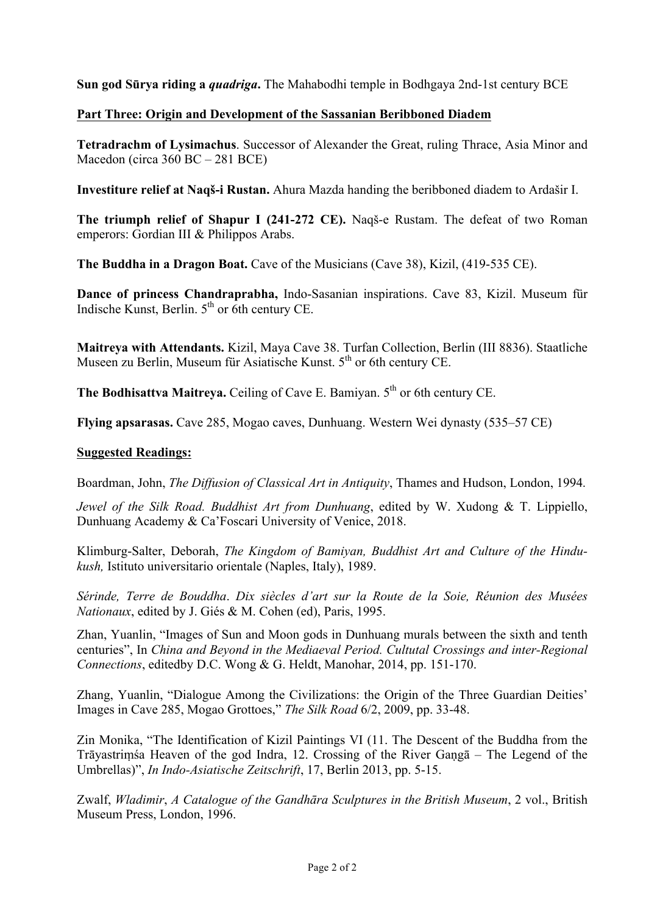**Sun god Sūrya riding a *quadriga*.** The Mahabodhi temple in Bodhgaya 2nd-1st century BCE

## Part Three: Origin and Development of the Sassanian Beribboned Diadem

**Tetradrachm of Lysimachus**. Successor of Alexander the Great, ruling Thrace, Asia Minor and Macedon (circa 360 BC – 281 BCE)

**Investiture relief at Naqš-i Rustan.** Ahura Mazda handing the beribboned diadem to Ardašir I.

**The triumph relief of Shapur I (241-272 CE).** Naqš-e Rustam. The defeat of two Roman emperors: Gordian III & Philippos Arabs.

**The Buddha in a Dragon Boat.** Cave of the Musicians (Cave 38), Kizil, (419-535 CE).

**Dance of princess Chandraprabha,** Indo-Sasanian inspirations. Cave 83, Kizil. Museum für Indische Kunst, Berlin. 5th or 6th century CE.

**Maitreya with Attendants.** Kizil, Maya Cave 38. Turfan Collection, Berlin (III 8836). Staatliche Museen zu Berlin, Museum für Asiatische Kunst. 5th or 6th century CE.

**The Bodhisattva Maitreya.** Ceiling of Cave E. Bamiyan. 5th or 6th century CE.

**Flying apsarasas.** Cave 285, Mogao caves, Dunhuang. Western Wei dynasty (535–57 CE)

## Suggested Readings:

Boardman, John, *The Diffusion of Classical Art in Antiquity*, Thames and Hudson, London, 1994.

*Jewel of the Silk Road. Buddhist Art from Dunhuang*, edited by W. Xudong & T. Lippiello, Dunhuang Academy & Ca'Foscari University of Venice, 2018.

Klimburg-Salter, Deborah, *The Kingdom of Bamiyan, Buddhist Art and Culture of the Hindu-kush,* Istituto universitario orientale (Naples, Italy), 1989.

*Sérinde, Terre de Bouddha*. *Dix siècles d'art sur la Route de la Soie, Réunion des Musées Nationaux*, edited by J. Giés & M. Cohen (ed), Paris, 1995.

Zhan, Yuanlin, "Images of Sun and Moon gods in Dunhuang murals between the sixth and tenth centuries", In *China and Beyond in the Mediaeval Period. Cultutal Crossings and inter-Regional Connections*, editedby D.C. Wong & G. Heldt, Manohar, 2014, pp. 151-170.

Zhang, Yuanlin, "Dialogue Among the Civilizations: the Origin of the Three Guardian Deities' Images in Cave 285, Mogao Grottoes," *The Silk Road* 6/2, 2009, pp. 33-48.

Zin Monika, "The Identification of Kizil Paintings VI (11. The Descent of the Buddha from the Trāyastriṃśa Heaven of the god Indra, 12. Crossing of the River Gaṇgā – The Legend of the Umbrellas)", *In Indo-Asiatische Zeitschrift*, 17, Berlin 2013, pp. 5-15.

Zwalf, *Wladimir*, *A Catalogue of the Gandhāra Sculptures in the British Museum*, 2 vol., British Museum Press, London, 1996.